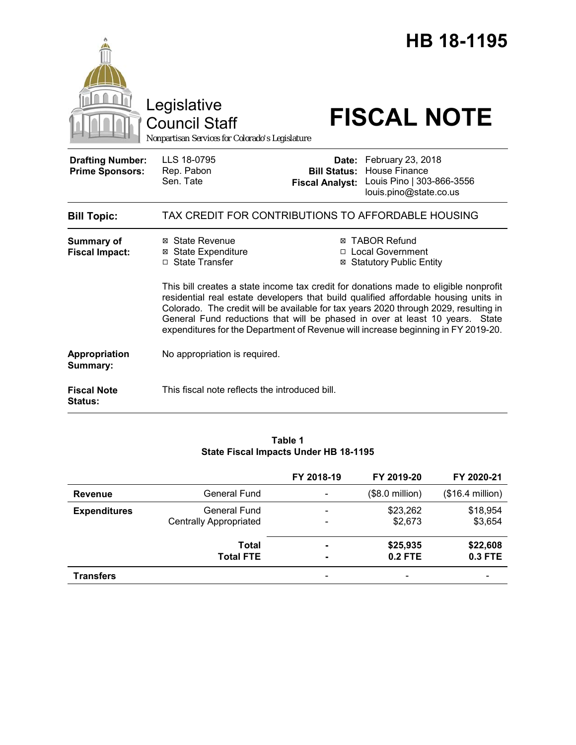# HB 18-1195

Legislative Council Staff

*Nonpartisan Services for Colorado's Legislature*

# FISCAL NOTE

| | | | |
|---|---|---|---|
| **Drafting Number:** | LLS 18-0795 | **Date:** | February 23, 2018 |
| **Prime Sponsors:** | Rep. Pabon<br>Sen. Tate | **Bill Status:** | House Finance |
| | | **Fiscal Analyst:** | Louis Pino \| 303-866-3556<br>louis.pino@state.co.us |

**Bill Topic:** TAX CREDIT FOR CONTRIBUTIONS TO AFFORDABLE HOUSING

**Summary of Fiscal Impact:**

- ☒ State Revenue
- ☒ State Expenditure
- ☐ State Transfer
- ☒ TABOR Refund
- ☐ Local Government
- ☒ Statutory Public Entity

This bill creates a state income tax credit for donations made to eligible nonprofit residential real estate developers that build qualified affordable housing units in Colorado. The credit will be available for tax years 2020 through 2029, resulting in General Fund reductions that will be phased in over at least 10 years. State expenditures for the Department of Revenue will increase beginning in FY 2019-20.

**Appropriation Summary:** No appropriation is required.

**Fiscal Note Status:** This fiscal note reflects the introduced bill.

**Table 1**
**State Fiscal Impacts Under HB 18-1195**

| | | FY 2018-19 | FY 2019-20 | FY 2020-21 |
|---|---|---|---|---|
| **Revenue** | General Fund | - | ($8.0 million) | ($16.4 million) |
| **Expenditures** | General Fund | - | $23,262 | $18,954 |
| | Centrally Appropriated | - | $2,673 | $3,654 |
| | **Total** | **-** | **$25,935** | **$22,608** |
| | **Total FTE** | **-** | **0.2 FTE** | **0.3 FTE** |
| **Transfers** | | - | - | - |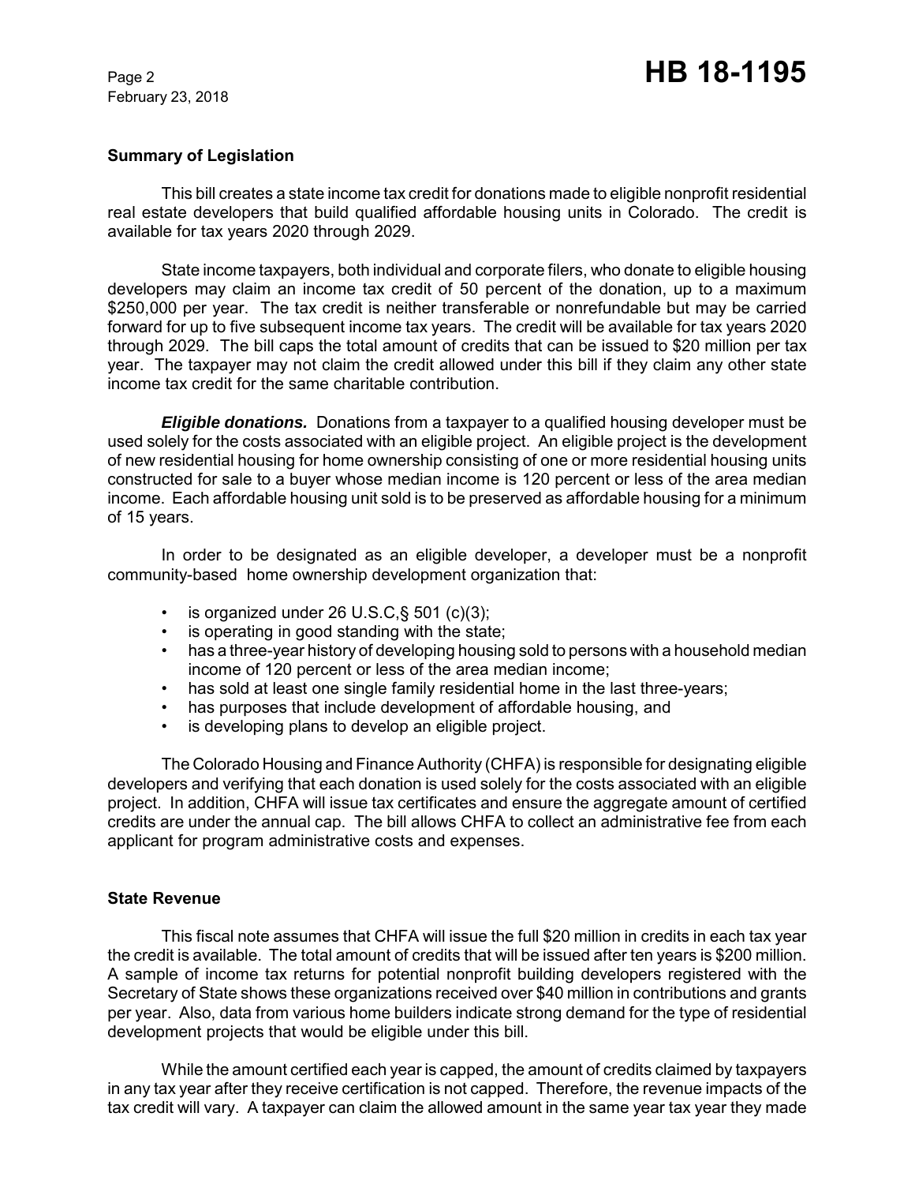## Summary of Legislation

This bill creates a state income tax credit for donations made to eligible nonprofit residential real estate developers that build qualified affordable housing units in Colorado. The credit is available for tax years 2020 through 2029.

State income taxpayers, both individual and corporate filers, who donate to eligible housing developers may claim an income tax credit of 50 percent of the donation, up to a maximum $250,000 per year. The tax credit is neither transferable or nonrefundable but may be carried forward for up to five subsequent income tax years. The credit will be available for tax years 2020 through 2029. The bill caps the total amount of credits that can be issued to $20 million per tax year. The taxpayer may not claim the credit allowed under this bill if they claim any other state income tax credit for the same charitable contribution.

***Eligible donations.*** Donations from a taxpayer to a qualified housing developer must be used solely for the costs associated with an eligible project. An eligible project is the development of new residential housing for home ownership consisting of one or more residential housing units constructed for sale to a buyer whose median income is 120 percent or less of the area median income. Each affordable housing unit sold is to be preserved as affordable housing for a minimum of 15 years.

In order to be designated as an eligible developer, a developer must be a nonprofit community-based home ownership development organization that:

- is organized under 26 U.S.C,§ 501 (c)(3);
- is operating in good standing with the state;
- has a three-year history of developing housing sold to persons with a household median income of 120 percent or less of the area median income;
- has sold at least one single family residential home in the last three-years;
- has purposes that include development of affordable housing, and
- is developing plans to develop an eligible project.

The Colorado Housing and Finance Authority (CHFA) is responsible for designating eligible developers and verifying that each donation is used solely for the costs associated with an eligible project. In addition, CHFA will issue tax certificates and ensure the aggregate amount of certified credits are under the annual cap. The bill allows CHFA to collect an administrative fee from each applicant for program administrative costs and expenses.

## State Revenue

This fiscal note assumes that CHFA will issue the full $20 million in credits in each tax year the credit is available. The total amount of credits that will be issued after ten years is $200 million. A sample of income tax returns for potential nonprofit building developers registered with the Secretary of State shows these organizations received over $40 million in contributions and grants per year. Also, data from various home builders indicate strong demand for the type of residential development projects that would be eligible under this bill.

While the amount certified each year is capped, the amount of credits claimed by taxpayers in any tax year after they receive certification is not capped. Therefore, the revenue impacts of the tax credit will vary. A taxpayer can claim the allowed amount in the same year tax year they made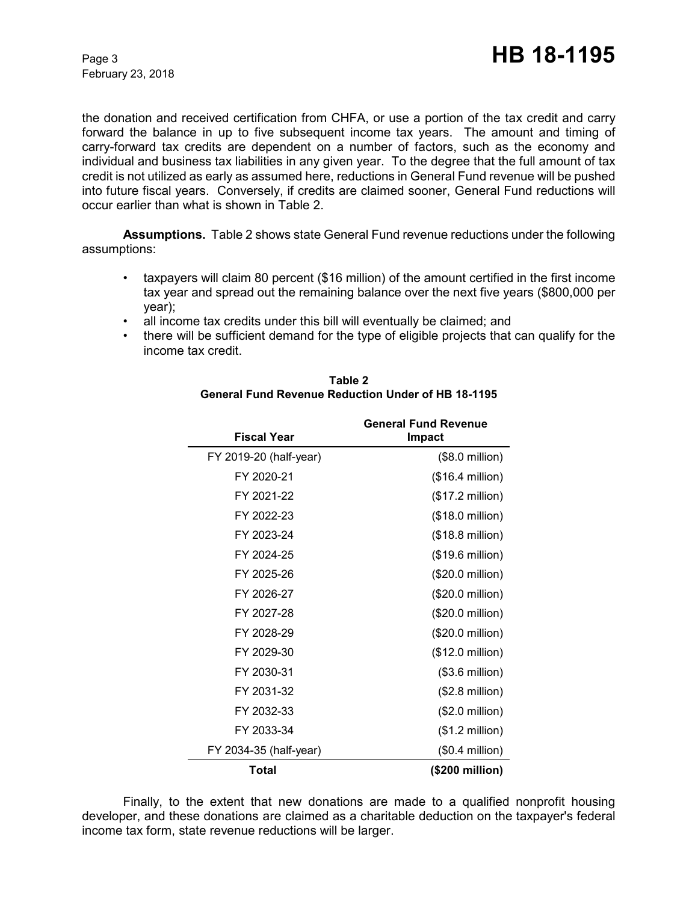the donation and received certification from CHFA, or use a portion of the tax credit and carry forward the balance in up to five subsequent income tax years. The amount and timing of carry-forward tax credits are dependent on a number of factors, such as the economy and individual and business tax liabilities in any given year. To the degree that the full amount of tax credit is not utilized as early as assumed here, reductions in General Fund revenue will be pushed into future fiscal years. Conversely, if credits are claimed sooner, General Fund reductions will occur earlier than what is shown in Table 2.

**Assumptions.** Table 2 shows state General Fund revenue reductions under the following assumptions:

- taxpayers will claim 80 percent ($16 million) of the amount certified in the first income tax year and spread out the remaining balance over the next five years ($800,000 per year);
- all income tax credits under this bill will eventually be claimed; and
- there will be sufficient demand for the type of eligible projects that can qualify for the income tax credit.

**Table 2**
**General Fund Revenue Reduction Under of HB 18-1195**

| Fiscal Year | General Fund Revenue Impact |
|---|---|
| FY 2019-20 (half-year) | ($8.0 million) |
| FY 2020-21 | ($16.4 million) |
| FY 2021-22 | ($17.2 million) |
| FY 2022-23 | ($18.0 million) |
| FY 2023-24 | ($18.8 million) |
| FY 2024-25 | ($19.6 million) |
| FY 2025-26 | ($20.0 million) |
| FY 2026-27 | ($20.0 million) |
| FY 2027-28 | ($20.0 million) |
| FY 2028-29 | ($20.0 million) |
| FY 2029-30 | ($12.0 million) |
| FY 2030-31 | ($3.6 million) |
| FY 2031-32 | ($2.8 million) |
| FY 2032-33 | ($2.0 million) |
| FY 2033-34 | ($1.2 million) |
| FY 2034-35 (half-year) | ($0.4 million) |
| **Total** | **($200 million)** |

Finally, to the extent that new donations are made to a qualified nonprofit housing developer, and these donations are claimed as a charitable deduction on the taxpayer's federal income tax form, state revenue reductions will be larger.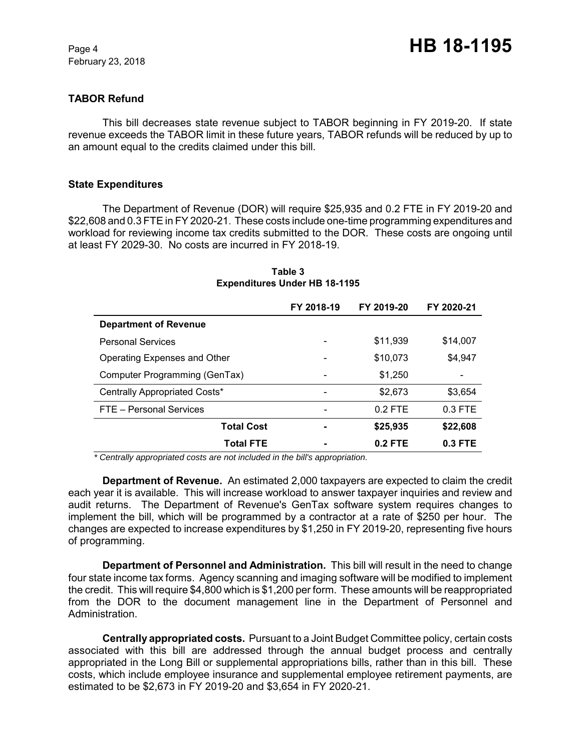### TABOR Refund

This bill decreases state revenue subject to TABOR beginning in FY 2019-20. If state revenue exceeds the TABOR limit in these future years, TABOR refunds will be reduced by up to an amount equal to the credits claimed under this bill.

### State Expenditures

The Department of Revenue (DOR) will require $25,935 and 0.2 FTE in FY 2019-20 and $22,608 and 0.3 FTE in FY 2020-21. These costs include one-time programming expenditures and workload for reviewing income tax credits submitted to the DOR. These costs are ongoing until at least FY 2029-30. No costs are incurred in FY 2018-19.

**Table 3**
**Expenditures Under HB 18-1195**

| | FY 2018-19 | FY 2019-20 | FY 2020-21 |
|---|---|---|---|
| **Department of Revenue** | | | |
| Personal Services | - | $11,939 | $14,007 |
| Operating Expenses and Other | - | $10,073 | $4,947 |
| Computer Programming (GenTax) | - | $1,250 | - |
| Centrally Appropriated Costs* | - | $2,673 | $3,654 |
| FTE – Personal Services | - | 0.2 FTE | 0.3 FTE |
| **Total Cost** | **-** | **$25,935** | **$22,608** |
| **Total FTE** | **-** | **0.2 FTE** | **0.3 FTE** |

*\* Centrally appropriated costs are not included in the bill's appropriation.*

**Department of Revenue.** An estimated 2,000 taxpayers are expected to claim the credit each year it is available. This will increase workload to answer taxpayer inquiries and review and audit returns. The Department of Revenue's GenTax software system requires changes to implement the bill, which will be programmed by a contractor at a rate of $250 per hour. The changes are expected to increase expenditures by $1,250 in FY 2019-20, representing five hours of programming.

**Department of Personnel and Administration.** This bill will result in the need to change four state income tax forms. Agency scanning and imaging software will be modified to implement the credit. This will require $4,800 which is $1,200 per form. These amounts will be reappropriated from the DOR to the document management line in the Department of Personnel and Administration.

**Centrally appropriated costs.** Pursuant to a Joint Budget Committee policy, certain costs associated with this bill are addressed through the annual budget process and centrally appropriated in the Long Bill or supplemental appropriations bills, rather than in this bill. These costs, which include employee insurance and supplemental employee retirement payments, are estimated to be $2,673 in FY 2019-20 and $3,654 in FY 2020-21.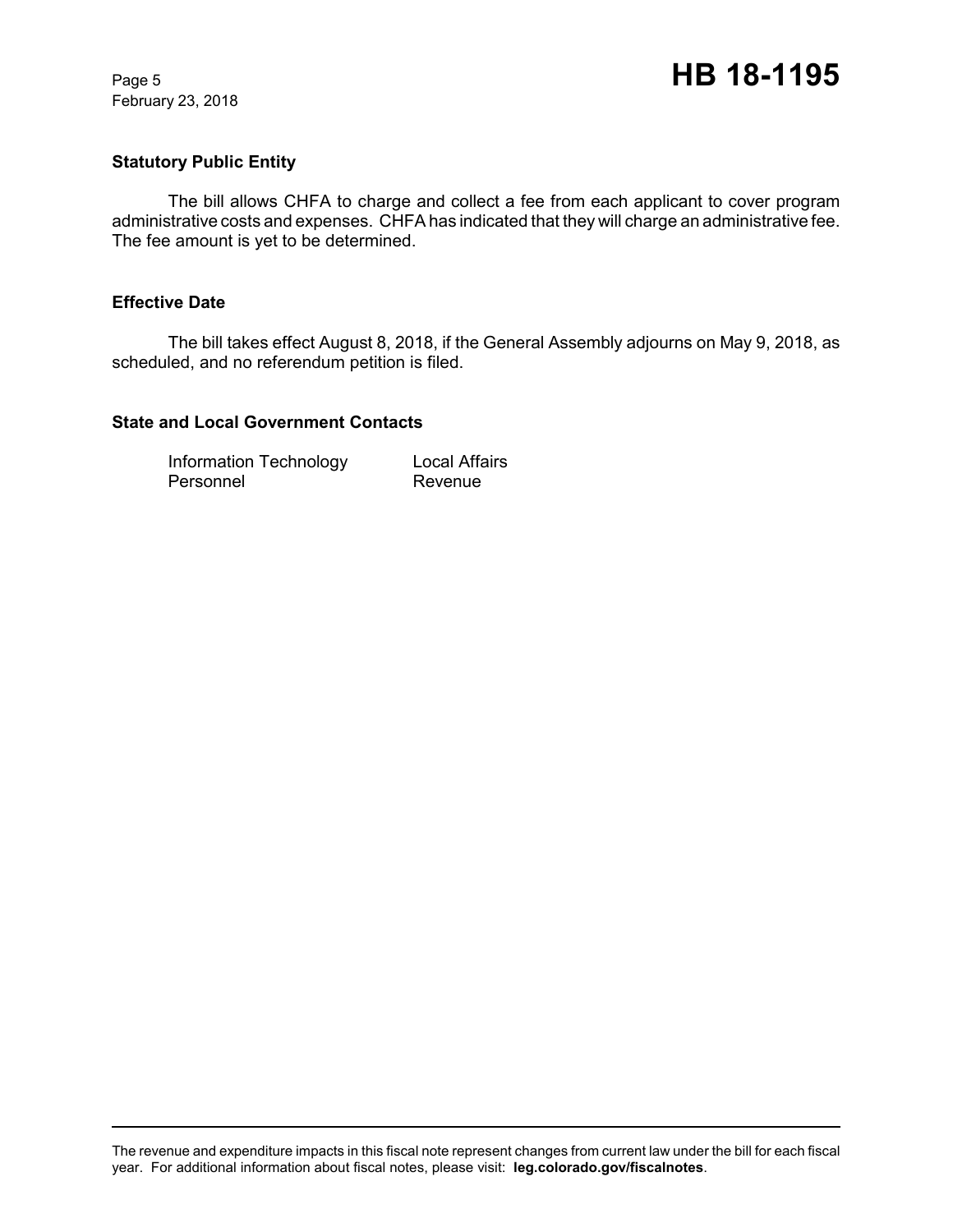### Statutory Public Entity

The bill allows CHFA to charge and collect a fee from each applicant to cover program administrative costs and expenses. CHFA has indicated that they will charge an administrative fee. The fee amount is yet to be determined.

### Effective Date

The bill takes effect August 8, 2018, if the General Assembly adjourns on May 9, 2018, as scheduled, and no referendum petition is filed.

### State and Local Government Contacts

| | |
|---|---|
| Information Technology | Local Affairs |
| Personnel | Revenue |

The revenue and expenditure impacts in this fiscal note represent changes from current law under the bill for each fiscal year. For additional information about fiscal notes, please visit: **leg.colorado.gov/fiscalnotes**.